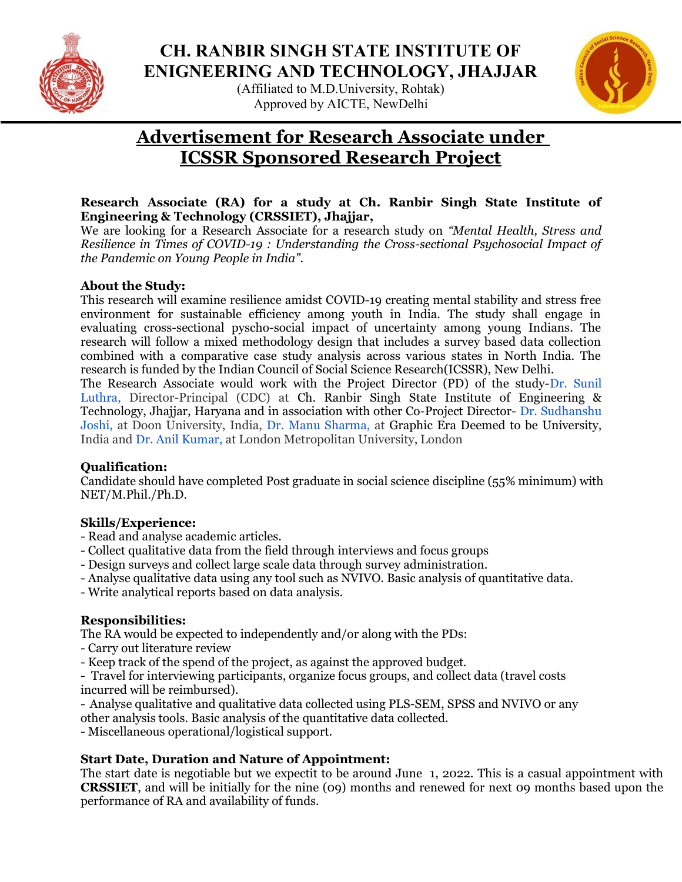# CH. RANBIR SINGH STATE INSTITUTE OF ENIGNEERING AND TECHNOLOGY, JHAJJAR

(Affiliated to M.D.University, Rohtak)
Approved by AICTE, NewDelhi

## Advertisement for Research Associate under ICSSR Sponsored Research Project

**Research Associate (RA) for a study at Ch. Ranbir Singh State Institute of Engineering & Technology (CRSSIET), Jhajjar,**
We are looking for a Research Associate for a research study on *"Mental Health, Stress and Resilience in Times of COVID-19 : Understanding the Cross-sectional Psychosocial Impact of the Pandemic on Young People in India"*.

**About the Study:**
This research will examine resilience amidst COVID-19 creating mental stability and stress free environment for sustainable efficiency among youth in India. The study shall engage in evaluating cross-sectional pyscho-social impact of uncertainty among young Indians. The research will follow a mixed methodology design that includes a survey based data collection combined with a comparative case study analysis across various states in North India. The research is funded by the Indian Council of Social Science Research(ICSSR), New Delhi.
The Research Associate would work with the Project Director (PD) of the study-Dr. Sunil Luthra, Director-Principal (CDC) at Ch. Ranbir Singh State Institute of Engineering & Technology, Jhajjar, Haryana and in association with other Co-Project Director- Dr. Sudhanshu Joshi, at Doon University, India, Dr. Manu Sharma, at Graphic Era Deemed to be University, India and Dr. Anil Kumar, at London Metropolitan University, London

**Qualification:**
Candidate should have completed Post graduate in social science discipline (55% minimum) with NET/M.Phil./Ph.D.

**Skills/Experience:**
- Read and analyse academic articles.
- Collect qualitative data from the field through interviews and focus groups
- Design surveys and collect large scale data through survey administration.
- Analyse qualitative data using any tool such as NVIVO. Basic analysis of quantitative data.
- Write analytical reports based on data analysis.

**Responsibilities:**
The RA would be expected to independently and/or along with the PDs:
- Carry out literature review
- Keep track of the spend of the project, as against the approved budget.
- Travel for interviewing participants, organize focus groups, and collect data (travel costs incurred will be reimbursed).
- Analyse qualitative and qualitative data collected using PLS-SEM, SPSS and NVIVO or any other analysis tools. Basic analysis of the quantitative data collected.
- Miscellaneous operational/logistical support.

**Start Date, Duration and Nature of Appointment:**
The start date is negotiable but we expectit to be around June 1, 2022. This is a casual appointment with **CRSSIET**, and will be initially for the nine (09) months and renewed for next 09 months based upon the performance of RA and availability of funds.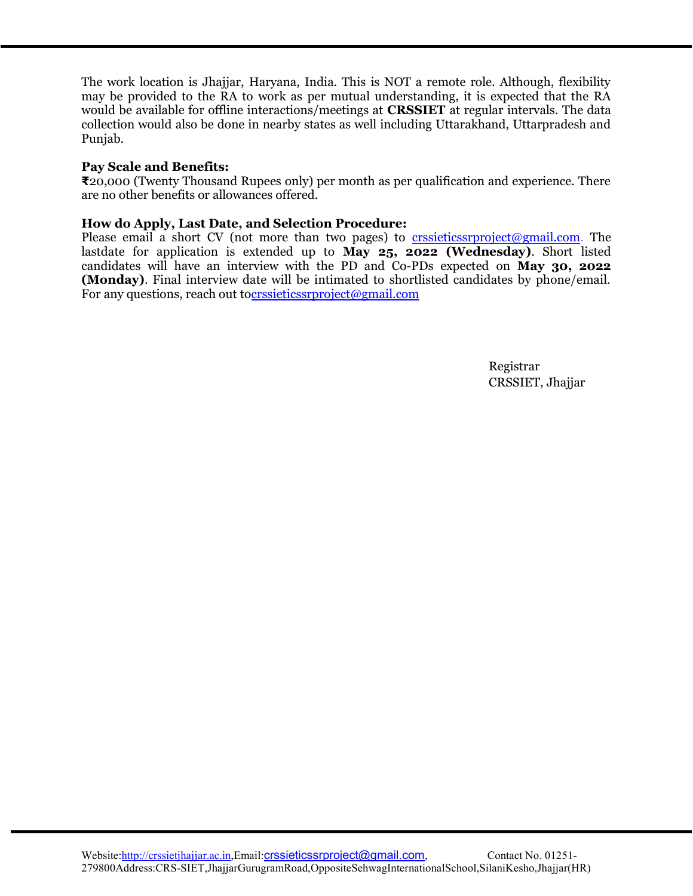The work location is Jhajjar, Haryana, India. This is NOT a remote role. Although, flexibility may be provided to the RA to work as per mutual understanding, it is expected that the RA would be available for offline interactions/meetings at **CRSSIET** at regular intervals. The data collection would also be done in nearby states as well including Uttarakhand, Uttarpradesh and Punjab.

**Pay Scale and Benefits:**
₹20,000 (Twenty Thousand Rupees only) per month as per qualification and experience. There are no other benefits or allowances offered.

**How do Apply, Last Date, and Selection Procedure:**
Please email a short CV (not more than two pages) to crssieticssrproject@gmail.com. The lastdate for application is extended up to **May 25, 2022 (Wednesday)**. Short listed candidates will have an interview with the PD and Co-PDs expected on **May 30, 2022 (Monday)**. Final interview date will be intimated to shortlisted candidates by phone/email. For any questions, reach out tocrssieticssrproject@gmail.com

Registrar
CRSSIET, Jhajjar

Website:http://crssietjhajjar.ac.in,Email:crssieticssrproject@gmail.com, Contact No. 01251-279800Address:CRS-SIET,JhajjarGurugramRoad,OppositeSehwagInternationalSchool,SilaniKesho,Jhajjar(HR)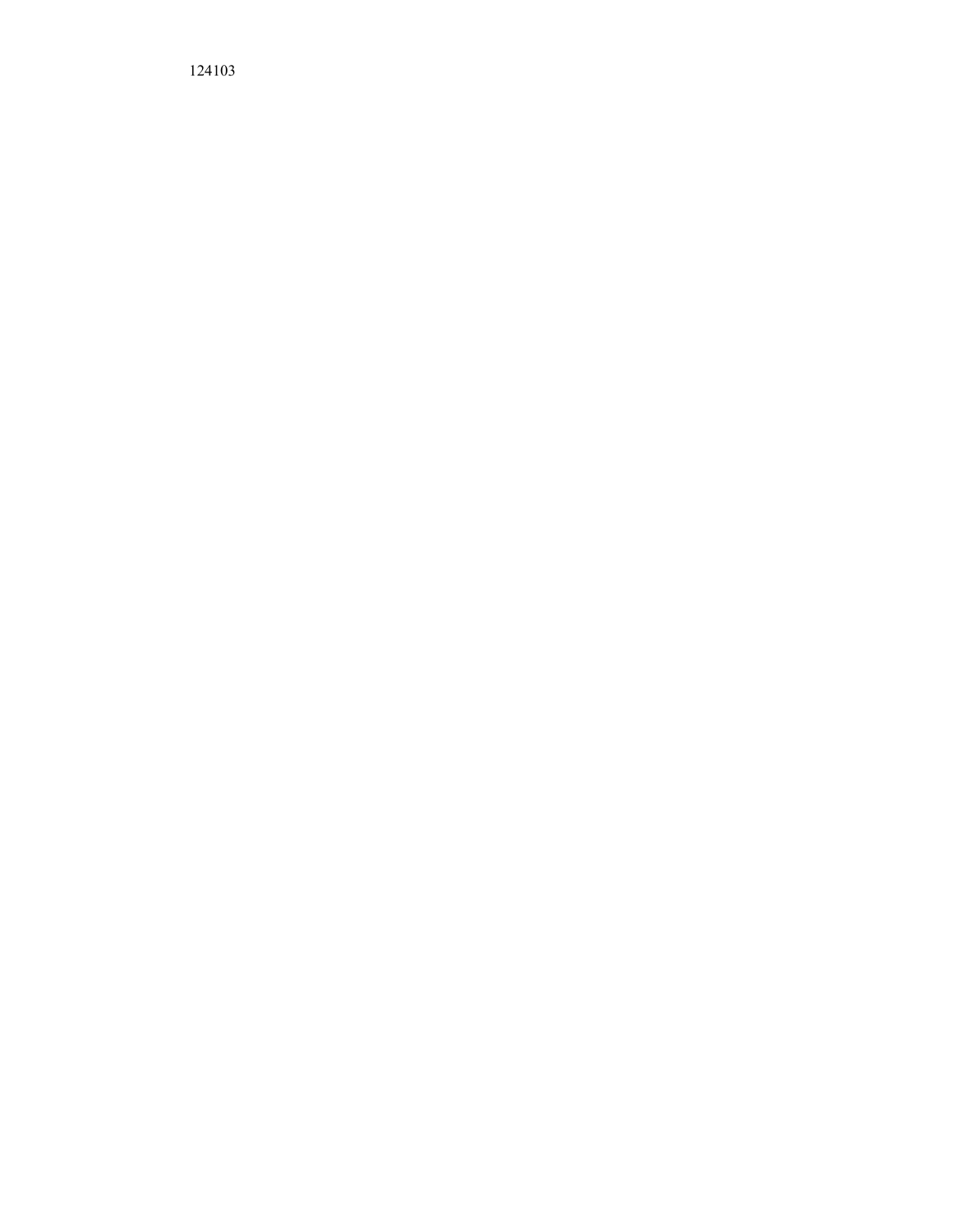124103